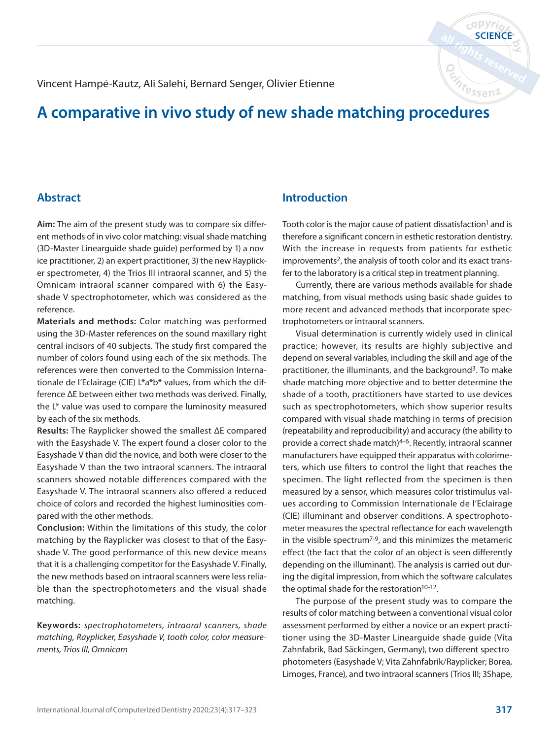Vincent Hampé-Kautz, Ali Salehi, Bernard Senger, Olivier Etienne

# A comparative in vivo study of new shade matching procedures

## Abstract

**Aim:** The aim of the present study was to compare six different methods of in vivo color matching: visual shade matching (3D-Master Linearguide shade guide) performed by 1) a novice practitioner, 2) an expert practitioner, 3) the new Rayplicker spectrometer, 4) the Trios III intraoral scanner, and 5) the Omnicam intraoral scanner compared with 6) the Easyshade V spectrophotometer, which was considered as the reference.

**Materials and methods:** Color matching was performed using the 3D-Master references on the sound maxillary right central incisors of 40 subjects. The study first compared the number of colors found using each of the six methods. The references were then converted to the Commission Internationale de l'Eclairage (CIE) L\*a\*b\* values, from which the difference ΔE between either two methods was derived. Finally, the L\* value was used to compare the luminosity measured by each of the six methods.

**Results:** The Rayplicker showed the smallest ΔE compared with the Easyshade V. The expert found a closer color to the Easyshade V than did the novice, and both were closer to the Easyshade V than the two intraoral scanners. The intraoral scanners showed notable differences compared with the Easyshade V. The intraoral scanners also offered a reduced choice of colors and recorded the highest luminosities compared with the other methods.

**Conclusion:** Within the limitations of this study, the color matching by the Rayplicker was closest to that of the Easyshade V. The good performance of this new device means that it is a challenging competitor for the Easyshade V. Finally, the new methods based on intraoral scanners were less reliable than the spectrophotometers and the visual shade matching.

**Keywords:** *spectrophotometers, intraoral scanners, shade matching, Rayplicker, Easyshade V, tooth color, color measurements, Trios III, Omnicam*

## Introduction

Tooth color is the major cause of patient dissatisfaction[1] and is therefore a significant concern in esthetic restoration dentistry. With the increase in requests from patients for esthetic improvements[2], the analysis of tooth color and its exact transfer to the laboratory is a critical step in treatment planning.

Currently, there are various methods available for shade matching, from visual methods using basic shade guides to more recent and advanced methods that incorporate spectrophotometers or intraoral scanners.

Visual determination is currently widely used in clinical practice; however, its results are highly subjective and depend on several variables, including the skill and age of the practitioner, the illuminants, and the background[3]. To make shade matching more objective and to better determine the shade of a tooth, practitioners have started to use devices such as spectrophotometers, which show superior results compared with visual shade matching in terms of precision (repeatability and reproducibility) and accuracy (the ability to provide a correct shade match)[4-6]. Recently, intraoral scanner manufacturers have equipped their apparatus with colorimeters, which use filters to control the light that reaches the specimen. The light reflected from the specimen is then measured by a sensor, which measures color tristimulus values according to Commission Internationale de l'Eclairage (CIE) illuminant and observer conditions. A spectrophotometer measures the spectral reflectance for each wavelength in the visible spectrum[7-9], and this minimizes the metameric effect (the fact that the color of an object is seen differently depending on the illuminant). The analysis is carried out during the digital impression, from which the software calculates the optimal shade for the restoration[10-12].

The purpose of the present study was to compare the results of color matching between a conventional visual color assessment performed by either a novice or an expert practitioner using the 3D-Master Linearguide shade guide (Vita Zahnfabrik, Bad Säckingen, Germany), two different spectrophotometers (Easyshade V; Vita Zahnfabrik/Rayplicker; Borea, Limoges, France), and two intraoral scanners (Trios III; 3Shape,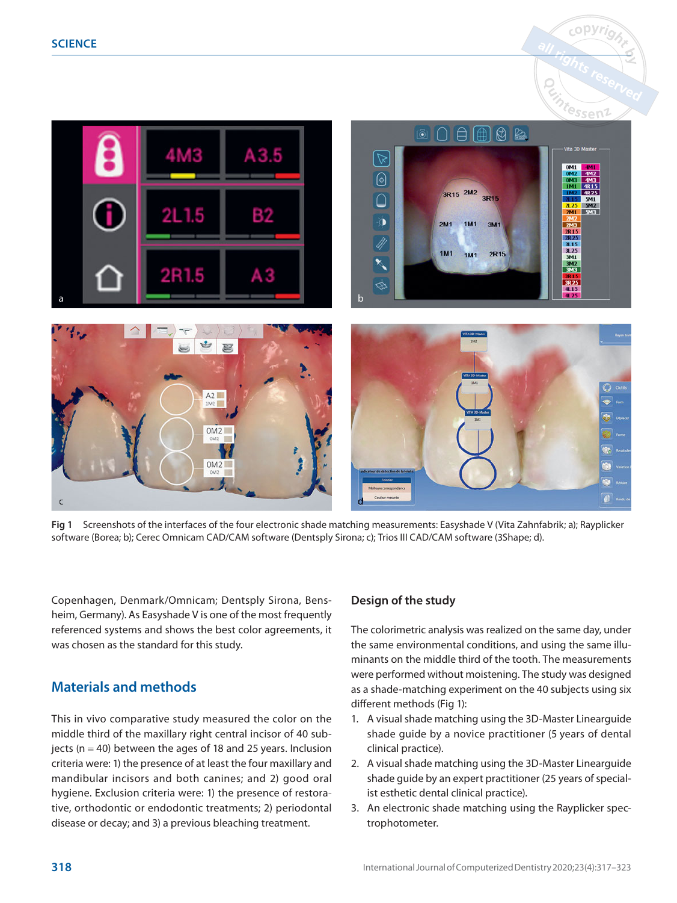Fig 1 Screenshots of the interfaces of the four electronic shade matching measurements: Easyshade V (Vita Zahnfabrik; a); Rayplicker software (Borea; b); Cerec Omnicam CAD/CAM software (Dentsply Sirona; c); Trios III CAD/CAM software (3Shape; d).

Copenhagen, Denmark/Omnicam; Dentsply Sirona, Bensheim, Germany). As Easyshade V is one of the most frequently referenced systems and shows the best color agreements, it was chosen as the standard for this study.

## Materials and methods

This in vivo comparative study measured the color on the middle third of the maxillary right central incisor of 40 subjects (n = 40) between the ages of 18 and 25 years. Inclusion criteria were: 1) the presence of at least the four maxillary and mandibular incisors and both canines; and 2) good oral hygiene. Exclusion criteria were: 1) the presence of restorative, orthodontic or endodontic treatments; 2) periodontal disease or decay; and 3) a previous bleaching treatment.

### Design of the study

The colorimetric analysis was realized on the same day, under the same environmental conditions, and using the same illuminants on the middle third of the tooth. The measurements were performed without moistening. The study was designed as a shade-matching experiment on the 40 subjects using six different methods (Fig 1):

1. A visual shade matching using the 3D-Master Linearguide shade guide by a novice practitioner (5 years of dental clinical practice).
2. A visual shade matching using the 3D-Master Linearguide shade guide by an expert practitioner (25 years of specialist esthetic dental clinical practice).
3. An electronic shade matching using the Rayplicker spectrophotometer.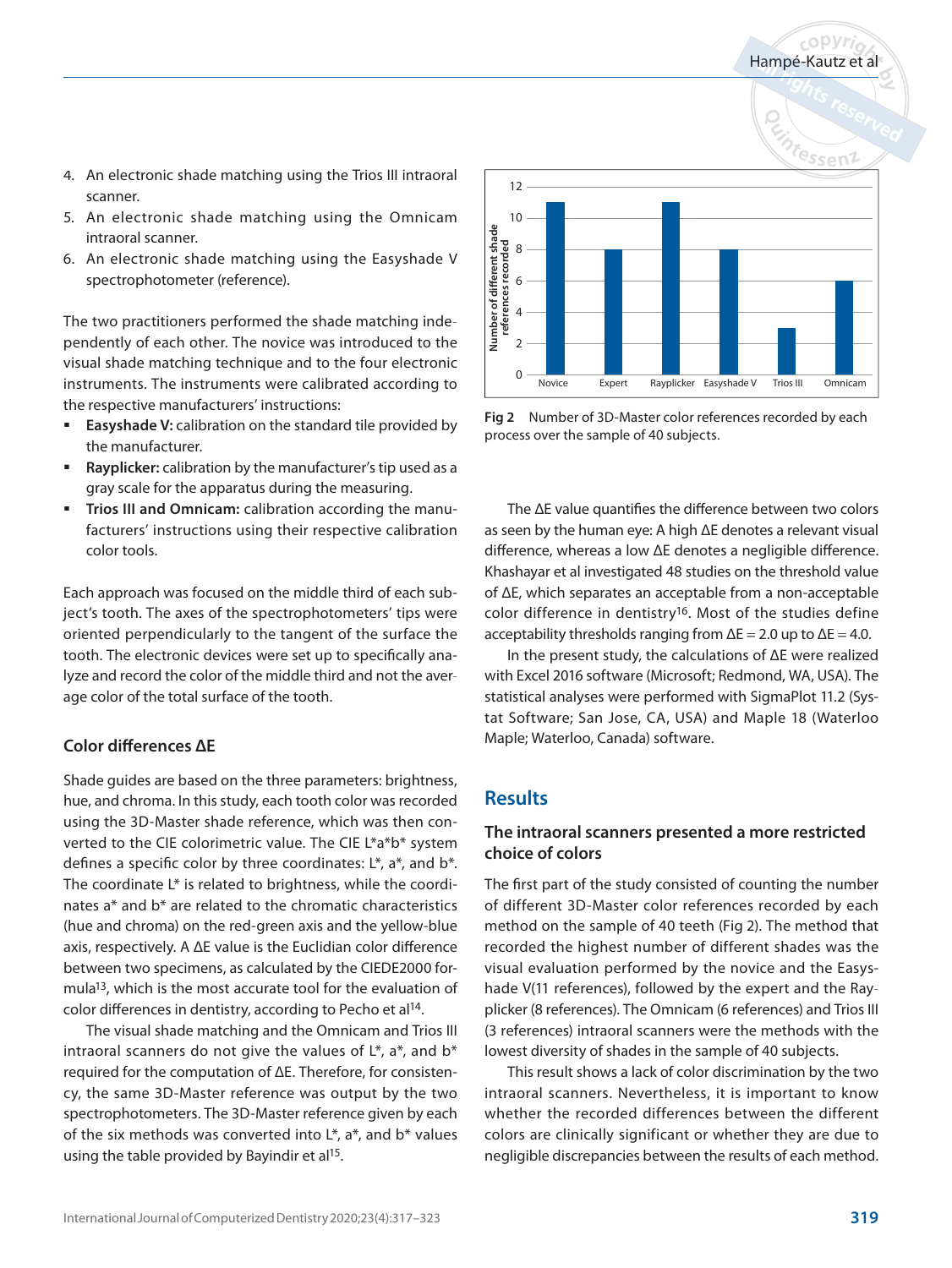4. An electronic shade matching using the Trios III intraoral scanner.
5. An electronic shade matching using the Omnicam intraoral scanner.
6. An electronic shade matching using the Easyshade V spectrophotometer (reference).

The two practitioners performed the shade matching independently of each other. The novice was introduced to the visual shade matching technique and to the four electronic instruments. The instruments were calibrated according to the respective manufacturers' instructions:

- **Easyshade V:** calibration on the standard tile provided by the manufacturer.
- **Rayplicker:** calibration by the manufacturer's tip used as a gray scale for the apparatus during the measuring.
- **Trios III and Omnicam:** calibration according the manufacturers' instructions using their respective calibration color tools.

Each approach was focused on the middle third of each subject's tooth. The axes of the spectrophotometers' tips were oriented perpendicularly to the tangent of the surface the tooth. The electronic devices were set up to specifically analyze and record the color of the middle third and not the average color of the total surface of the tooth.

### Color differences ΔE

Shade guides are based on the three parameters: brightness, hue, and chroma. In this study, each tooth color was recorded using the 3D-Master shade reference, which was then converted to the CIE colorimetric value. The CIE L*a*b* system defines a specific color by three coordinates: L*, a*, and b*. The coordinate L* is related to brightness, while the coordinates a* and b* are related to the chromatic characteristics (hue and chroma) on the red-green axis and the yellow-blue axis, respectively. A ΔE value is the Euclidian color difference between two specimens, as calculated by the CIEDE2000 formula[13], which is the most accurate tool for the evaluation of color differences in dentistry, according to Pecho et al[14].

The visual shade matching and the Omnicam and Trios III intraoral scanners do not give the values of L*, a*, and b* required for the computation of ΔE. Therefore, for consistency, the same 3D-Master reference was output by the two spectrophotometers. The 3D-Master reference given by each of the six methods was converted into L*, a*, and b* values using the table provided by Bayindir et al[15].

**Fig 2** Number of 3D-Master color references recorded by each process over the sample of 40 subjects.

The ΔE value quantifies the difference between two colors as seen by the human eye: A high ΔE denotes a relevant visual difference, whereas a low ΔE denotes a negligible difference. Khashayar et al investigated 48 studies on the threshold value of ΔE, which separates an acceptable from a non-acceptable color difference in dentistry[16]. Most of the studies define acceptability thresholds ranging from $\Delta E = 2.0$ up to $\Delta E = 4.0$.

In the present study, the calculations of ΔE were realized with Excel 2016 software (Microsoft; Redmond, WA, USA). The statistical analyses were performed with SigmaPlot 11.2 (Systat Software; San Jose, CA, USA) and Maple 18 (Waterloo Maple; Waterloo, Canada) software.

## Results

### The intraoral scanners presented a more restricted choice of colors

The first part of the study consisted of counting the number of different 3D-Master color references recorded by each method on the sample of 40 teeth (Fig 2). The method that recorded the highest number of different shades was the visual evaluation performed by the novice and the Easyshade V(11 references), followed by the expert and the Rayplicker (8 references). The Omnicam (6 references) and Trios III (3 references) intraoral scanners were the methods with the lowest diversity of shades in the sample of 40 subjects.

This result shows a lack of color discrimination by the two intraoral scanners. Nevertheless, it is important to know whether the recorded differences between the different colors are clinically significant or whether they are due to negligible discrepancies between the results of each method.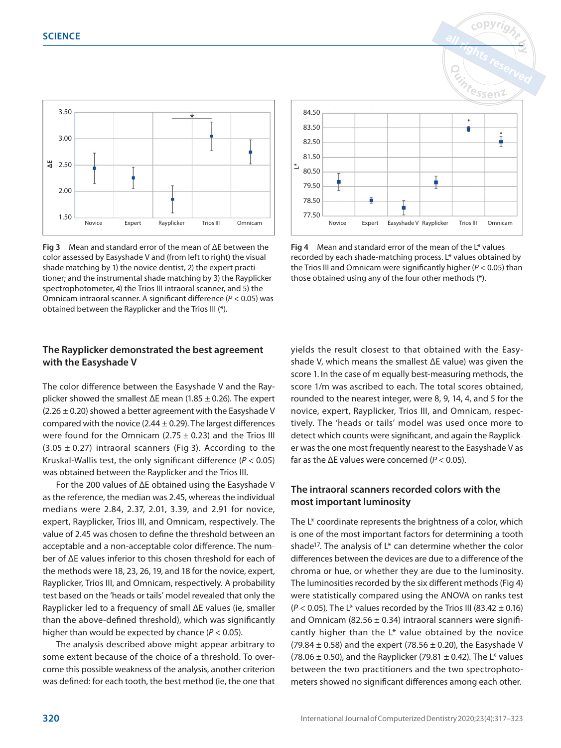Fig 3 Mean and standard error of the mean of ΔE between the color assessed by Easyshade V and (from left to right) the visual shade matching by 1) the novice dentist, 2) the expert practitioner; and the instrumental shade matching by 3) the Rayplicker spectrophotometer, 4) the Trios III intraoral scanner, and 5) the Omnicam intraoral scanner. A significant difference ($P < 0.05$) was obtained between the Rayplicker and the Trios III (*).

Fig 4 Mean and standard error of the mean of the L* values recorded by each shade-matching process. L* values obtained by the Trios III and Omnicam were significantly higher ($P < 0.05$) than those obtained using any of the four other methods (*).

## The Rayplicker demonstrated the best agreement with the Easyshade V

The color difference between the Easyshade V and the Rayplicker showed the smallest ΔE mean (1.85 ± 0.26). The expert (2.26 ± 0.20) showed a better agreement with the Easyshade V compared with the novice (2.44 ± 0.29). The largest differences were found for the Omnicam (2.75 ± 0.23) and the Trios III (3.05 ± 0.27) intraoral scanners (Fig 3). According to the Kruskal-Wallis test, the only significant difference ($P < 0.05$) was obtained between the Rayplicker and the Trios III.

For the 200 values of ΔE obtained using the Easyshade V as the reference, the median was 2.45, whereas the individual medians were 2.84, 2.37, 2.01, 3.39, and 2.91 for novice, expert, Rayplicker, Trios III, and Omnicam, respectively. The value of 2.45 was chosen to define the threshold between an acceptable and a non-acceptable color difference. The number of ΔE values inferior to this chosen threshold for each of the methods were 18, 23, 26, 19, and 18 for the novice, expert, Rayplicker, Trios III, and Omnicam, respectively. A probability test based on the 'heads or tails' model revealed that only the Rayplicker led to a frequency of small ΔE values (ie, smaller than the above-defined threshold), which was significantly higher than would be expected by chance ($P < 0.05$).

The analysis described above might appear arbitrary to some extent because of the choice of a threshold. To overcome this possible weakness of the analysis, another criterion was defined: for each tooth, the best method (ie, the one that yields the result closest to that obtained with the Easyshade V, which means the smallest ΔE value) was given the score 1. In the case of m equally best-measuring methods, the score 1/m was ascribed to each. The total scores obtained, rounded to the nearest integer, were 8, 9, 14, 4, and 5 for the novice, expert, Rayplicker, Trios III, and Omnicam, respectively. The 'heads or tails' model was used once more to detect which counts were significant, and again the Rayplicker was the one most frequently nearest to the Easyshade V as far as the ΔE values were concerned ($P < 0.05$).

## The intraoral scanners recorded colors with the most important luminosity

The L* coordinate represents the brightness of a color, which is one of the most important factors for determining a tooth shade[17]. The analysis of L* can determine whether the color differences between the devices are due to a difference of the chroma or hue, or whether they are due to the luminosity. The luminosities recorded by the six different methods (Fig 4) were statistically compared using the ANOVA on ranks test ($P < 0.05$). The L* values recorded by the Trios III (83.42 ± 0.16) and Omnicam (82.56 ± 0.34) intraoral scanners were significantly higher than the L* value obtained by the novice (79.84 ± 0.58) and the expert (78.56 ± 0.20), the Easyshade V (78.06 ± 0.50), and the Rayplicker (79.81 ± 0.42). The L* values between the two practitioners and the two spectrophotometers showed no significant differences among each other.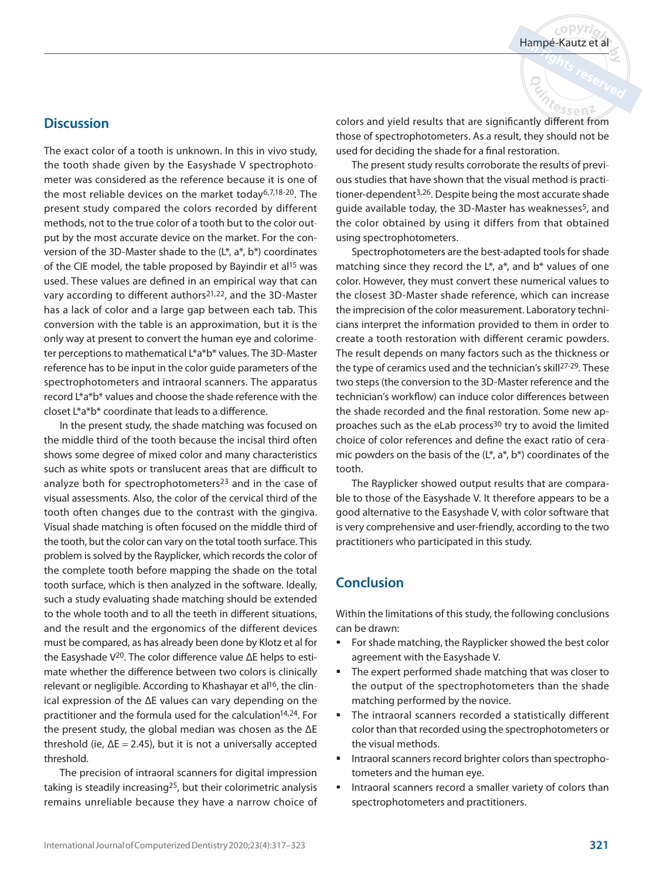## Discussion

The exact color of a tooth is unknown. In this in vivo study, the tooth shade given by the Easyshade V spectrophotometer was considered as the reference because it is one of the most reliable devices on the market today[6,7,18-20]. The present study compared the colors recorded by different methods, not to the true color of a tooth but to the color output by the most accurate device on the market. For the conversion of the 3D-Master shade to the (L*, a*, b*) coordinates of the CIE model, the table proposed by Bayindir et al[15] was used. These values are defined in an empirical way that can vary according to different authors[21,22], and the 3D-Master has a lack of color and a large gap between each tab. This conversion with the table is an approximation, but it is the only way at present to convert the human eye and colorimeter perceptions to mathematical L*a*b* values. The 3D-Master reference has to be input in the color guide parameters of the spectrophotometers and intraoral scanners. The apparatus record L*a*b* values and choose the shade reference with the closet L*a*b* coordinate that leads to a difference.

In the present study, the shade matching was focused on the middle third of the tooth because the incisal third often shows some degree of mixed color and many characteristics such as white spots or translucent areas that are difficult to analyze both for spectrophotometers[23] and in the case of visual assessments. Also, the color of the cervical third of the tooth often changes due to the contrast with the gingiva. Visual shade matching is often focused on the middle third of the tooth, but the color can vary on the total tooth surface. This problem is solved by the Rayplicker, which records the color of the complete tooth before mapping the shade on the total tooth surface, which is then analyzed in the software. Ideally, such a study evaluating shade matching should be extended to the whole tooth and to all the teeth in different situations, and the result and the ergonomics of the different devices must be compared, as has already been done by Klotz et al for the Easyshade V[20]. The color difference value ΔE helps to estimate whether the difference between two colors is clinically relevant or negligible. According to Khashayar et al[16], the clinical expression of the ΔE values can vary depending on the practitioner and the formula used for the calculation[14,24]. For the present study, the global median was chosen as the ΔE threshold (ie, ΔE = 2.45), but it is not a universally accepted threshold.

The precision of intraoral scanners for digital impression taking is steadily increasing[25], but their colorimetric analysis remains unreliable because they have a narrow choice of colors and yield results that are significantly different from those of spectrophotometers. As a result, they should not be used for deciding the shade for a final restoration.

The present study results corroborate the results of previous studies that have shown that the visual method is practitioner-dependent[3,26]. Despite being the most accurate shade guide available today, the 3D-Master has weaknesses[5], and the color obtained by using it differs from that obtained using spectrophotometers.

Spectrophotometers are the best-adapted tools for shade matching since they record the L*, a*, and b* values of one color. However, they must convert these numerical values to the closest 3D-Master shade reference, which can increase the imprecision of the color measurement. Laboratory technicians interpret the information provided to them in order to create a tooth restoration with different ceramic powders. The result depends on many factors such as the thickness or the type of ceramics used and the technician's skill[27-29]. These two steps (the conversion to the 3D-Master reference and the technician's workflow) can induce color differences between the shade recorded and the final restoration. Some new approaches such as the eLab process[30] try to avoid the limited choice of color references and define the exact ratio of ceramic powders on the basis of the (L*, a*, b*) coordinates of the tooth.

The Rayplicker showed output results that are comparable to those of the Easyshade V. It therefore appears to be a good alternative to the Easyshade V, with color software that is very comprehensive and user-friendly, according to the two practitioners who participated in this study.

## Conclusion

Within the limitations of this study, the following conclusions can be drawn:

- For shade matching, the Rayplicker showed the best color agreement with the Easyshade V.
- The expert performed shade matching that was closer to the output of the spectrophotometers than the shade matching performed by the novice.
- The intraoral scanners recorded a statistically different color than that recorded using the spectrophotometers or the visual methods.
- Intraoral scanners record brighter colors than spectrophotometers and the human eye.
- Intraoral scanners record a smaller variety of colors than spectrophotometers and practitioners.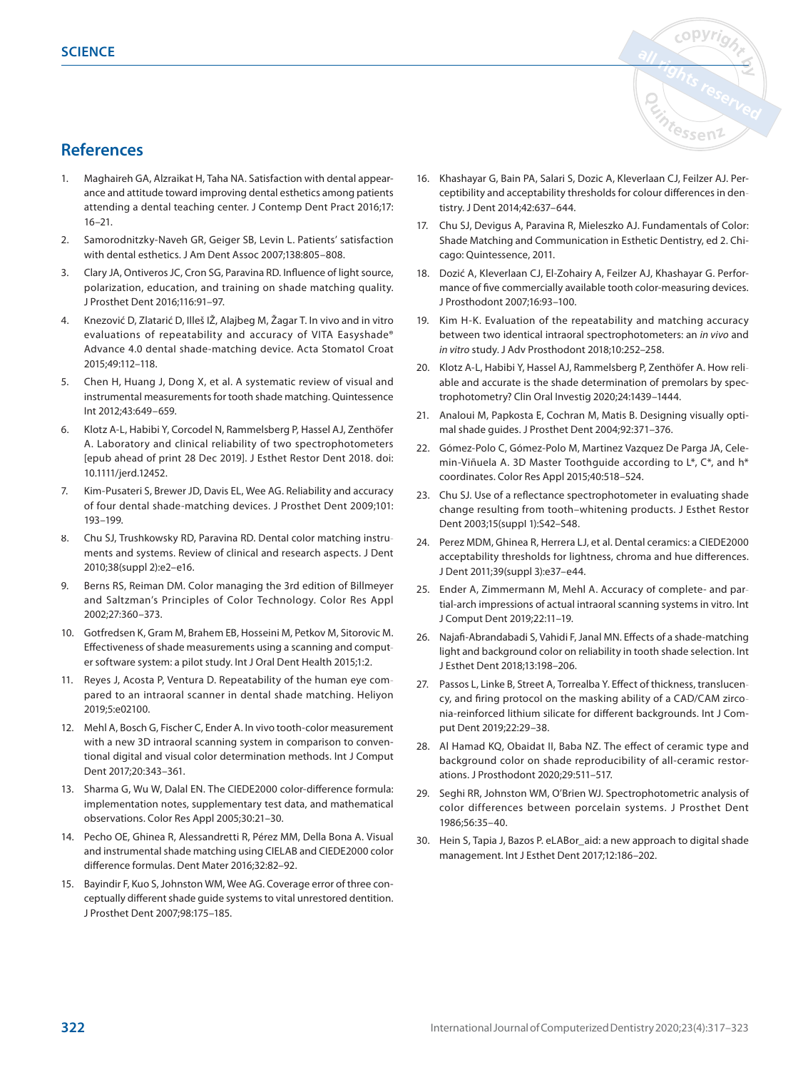## References

1. Maghaireh GA, Alzraikat H, Taha NA. Satisfaction with dental appearance and attitude toward improving dental esthetics among patients attending a dental teaching center. J Contemp Dent Pract 2016;17:16–21.
2. Samorodnitzky-Naveh GR, Geiger SB, Levin L. Patients' satisfaction with dental esthetics. J Am Dent Assoc 2007;138:805–808.
3. Clary JA, Ontiveros JC, Cron SG, Paravina RD. Influence of light source, polarization, education, and training on shade matching quality. J Prosthet Dent 2016;116:91–97.
4. Knezović D, Zlatarić D, Illeš IŽ, Alajbeg M, Žagar T. In vivo and in vitro evaluations of repeatability and accuracy of VITA Easyshade® Advance 4.0 dental shade-matching device. Acta Stomatol Croat 2015;49:112–118.
5. Chen H, Huang J, Dong X, et al. A systematic review of visual and instrumental measurements for tooth shade matching. Quintessence Int 2012;43:649–659.
6. Klotz A-L, Habibi Y, Corcodel N, Rammelsberg P, Hassel AJ, Zenthöfer A. Laboratory and clinical reliability of two spectrophotometers [epub ahead of print 28 Dec 2019]. J Esthet Restor Dent 2018. doi: 10.1111/jerd.12452.
7. Kim-Pusateri S, Brewer JD, Davis EL, Wee AG. Reliability and accuracy of four dental shade-matching devices. J Prosthet Dent 2009;101:193–199.
8. Chu SJ, Trushkowsky RD, Paravina RD. Dental color matching instruments and systems. Review of clinical and research aspects. J Dent 2010;38(suppl 2):e2–e16.
9. Berns RS, Reiman DM. Color managing the 3rd edition of Billmeyer and Saltzman's Principles of Color Technology. Color Res Appl 2002;27:360–373.
10. Gotfredsen K, Gram M, Brahem EB, Hosseini M, Petkov M, Sitorovic M. Effectiveness of shade measurements using a scanning and computer software system: a pilot study. Int J Oral Dent Health 2015;1:2.
11. Reyes J, Acosta P, Ventura D. Repeatability of the human eye compared to an intraoral scanner in dental shade matching. Heliyon 2019;5:e02100.
12. Mehl A, Bosch G, Fischer C, Ender A. In vivo tooth-color measurement with a new 3D intraoral scanning system in comparison to conventional digital and visual color determination methods. Int J Comput Dent 2017;20:343–361.
13. Sharma G, Wu W, Dalal EN. The CIEDE2000 color-difference formula: implementation notes, supplementary test data, and mathematical observations. Color Res Appl 2005;30:21–30.
14. Pecho OE, Ghinea R, Alessandretti R, Pérez MM, Della Bona A. Visual and instrumental shade matching using CIELAB and CIEDE2000 color difference formulas. Dent Mater 2016;32:82–92.
15. Bayindir F, Kuo S, Johnston WM, Wee AG. Coverage error of three conceptually different shade guide systems to vital unrestored dentition. J Prosthet Dent 2007;98:175–185.
16. Khashayar G, Bain PA, Salari S, Dozic A, Kleverlaan CJ, Feilzer AJ. Perceptibility and acceptability thresholds for colour differences in dentistry. J Dent 2014;42:637–644.
17. Chu SJ, Devigus A, Paravina R, Mieleszko AJ. Fundamentals of Color: Shade Matching and Communication in Esthetic Dentistry, ed 2. Chicago: Quintessence, 2011.
18. Dozić A, Kleverlaan CJ, El-Zohairy A, Feilzer AJ, Khashayar G. Performance of five commercially available tooth color-measuring devices. J Prosthodont 2007;16:93–100.
19. Kim H-K. Evaluation of the repeatability and matching accuracy between two identical intraoral spectrophotometers: an *in vivo* and *in vitro* study. J Adv Prosthodont 2018;10:252–258.
20. Klotz A-L, Habibi Y, Hassel AJ, Rammelsberg P, Zenthöfer A. How reliable and accurate is the shade determination of premolars by spectrophotometry? Clin Oral Investig 2020;24:1439–1444.
21. Analoui M, Papkosta E, Cochran M, Matis B. Designing visually optimal shade guides. J Prosthet Dent 2004;92:371–376.
22. Gómez-Polo C, Gómez-Polo M, Martinez Vazquez De Parga JA, Celemin-Viñuela A. 3D Master Toothguide according to L*, C*, and h* coordinates. Color Res Appl 2015;40:518–524.
23. Chu SJ. Use of a reflectance spectrophotometer in evaluating shade change resulting from tooth–whitening products. J Esthet Restor Dent 2003;15(suppl 1):S42–S48.
24. Perez MDM, Ghinea R, Herrera LJ, et al. Dental ceramics: a CIEDE2000 acceptability thresholds for lightness, chroma and hue differences. J Dent 2011;39(suppl 3):e37–e44.
25. Ender A, Zimmermann M, Mehl A. Accuracy of complete- and partial-arch impressions of actual intraoral scanning systems in vitro. Int J Comput Dent 2019;22:11–19.
26. Najafi-Abrandabadi S, Vahidi F, Janal MN. Effects of a shade-matching light and background color on reliability in tooth shade selection. Int J Esthet Dent 2018;13:198–206.
27. Passos L, Linke B, Street A, Torrealba Y. Effect of thickness, translucency, and firing protocol on the masking ability of a CAD/CAM zirconia-reinforced lithium silicate for different backgrounds. Int J Comput Dent 2019;22:29–38.
28. Al Hamad KQ, Obaidat II, Baba NZ. The effect of ceramic type and background color on shade reproducibility of all-ceramic restorations. J Prosthodont 2020;29:511–517.
29. Seghi RR, Johnston WM, O'Brien WJ. Spectrophotometric analysis of color differences between porcelain systems. J Prosthet Dent 1986;56:35–40.
30. Hein S, Tapia J, Bazos P. eLABor_aid: a new approach to digital shade management. Int J Esthet Dent 2017;12:186–202.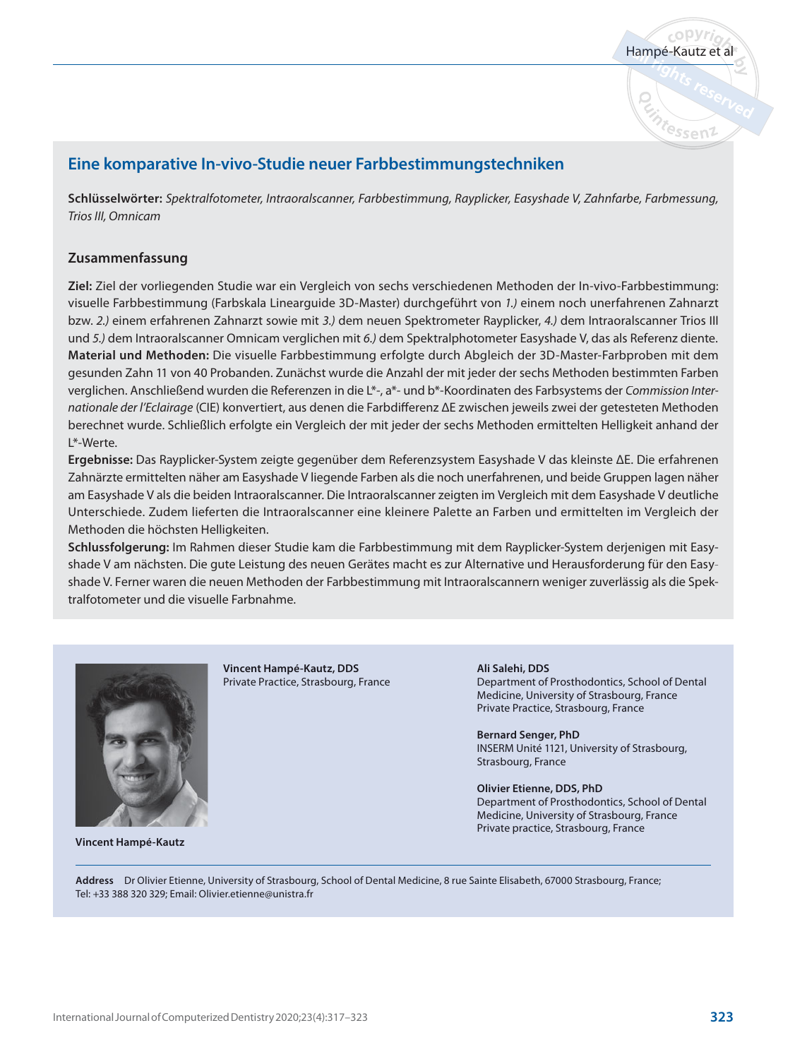## Eine komparative In-vivo-Studie neuer Farbbestimmungstechniken

**Schlüsselwörter:** *Spektralfotometer, Intraoralscanner, Farbbestimmung, Rayplicker, Easyshade V, Zahnfarbe, Farbmessung, Trios III, Omnicam*

### Zusammenfassung

**Ziel:** Ziel der vorliegenden Studie war ein Vergleich von sechs verschiedenen Methoden der In-vivo-Farbbestimmung: visuelle Farbbestimmung (Farbskala Linearguide 3D-Master) durchgeführt von *1.)* einem noch unerfahrenen Zahnarzt bzw. *2.)* einem erfahrenen Zahnarzt sowie mit *3.)* dem neuen Spektrometer Rayplicker, *4.)* dem Intraoralscanner Trios III und *5.)* dem Intraoralscanner Omnicam verglichen mit *6.)* dem Spektralphotometer Easyshade V, das als Referenz diente.
**Material und Methoden:** Die visuelle Farbbestimmung erfolgte durch Abgleich der 3D-Master-Farbproben mit dem gesunden Zahn 11 von 40 Probanden. Zunächst wurde die Anzahl der mit jeder der sechs Methoden bestimmten Farben verglichen. Anschließend wurden die Referenzen in die L*-, a*- und b*-Koordinaten des Farbsystems der *Commission Internationale de l'Eclairage* (CIE) konvertiert, aus denen die Farbdifferenz ΔE zwischen jeweils zwei der getesteten Methoden berechnet wurde. Schließlich erfolgte ein Vergleich der mit jeder der sechs Methoden ermittelten Helligkeit anhand der L*-Werte.
**Ergebnisse:** Das Rayplicker-System zeigte gegenüber dem Referenzsystem Easyshade V das kleinste ΔE. Die erfahrenen Zahnärzte ermittelten näher am Easyshade V liegende Farben als die noch unerfahrenen, und beide Gruppen lagen näher am Easyshade V als die beiden Intraoralscanner. Die Intraoralscanner zeigten im Vergleich mit dem Easyshade V deutliche Unterschiede. Zudem lieferten die Intraoralscanner eine kleinere Palette an Farben und ermittelten im Vergleich der Methoden die höchsten Helligkeiten.
**Schlussfolgerung:** Im Rahmen dieser Studie kam die Farbbestimmung mit dem Rayplicker-System derjenigen mit Easyshade V am nächsten. Die gute Leistung des neuen Gerätes macht es zur Alternative und Herausforderung für den Easyshade V. Ferner waren die neuen Methoden der Farbbestimmung mit Intraoralscannern weniger zuverlässig als die Spektralfotometer und die visuelle Farbnahme.

Vincent Hampé-Kautz

**Vincent Hampé-Kautz, DDS**
Private Practice, Strasbourg, France

**Ali Salehi, DDS**
Department of Prosthodontics, School of Dental Medicine, University of Strasbourg, France
Private Practice, Strasbourg, France

**Bernard Senger, PhD**
INSERM Unité 1121, University of Strasbourg, Strasbourg, France

**Olivier Etienne, DDS, PhD**
Department of Prosthodontics, School of Dental Medicine, University of Strasbourg, France
Private practice, Strasbourg, France

**Address** Dr Olivier Etienne, University of Strasbourg, School of Dental Medicine, 8 rue Sainte Elisabeth, 67000 Strasbourg, France; Tel: +33 388 320 329; Email: Olivier.etienne@unistra.fr